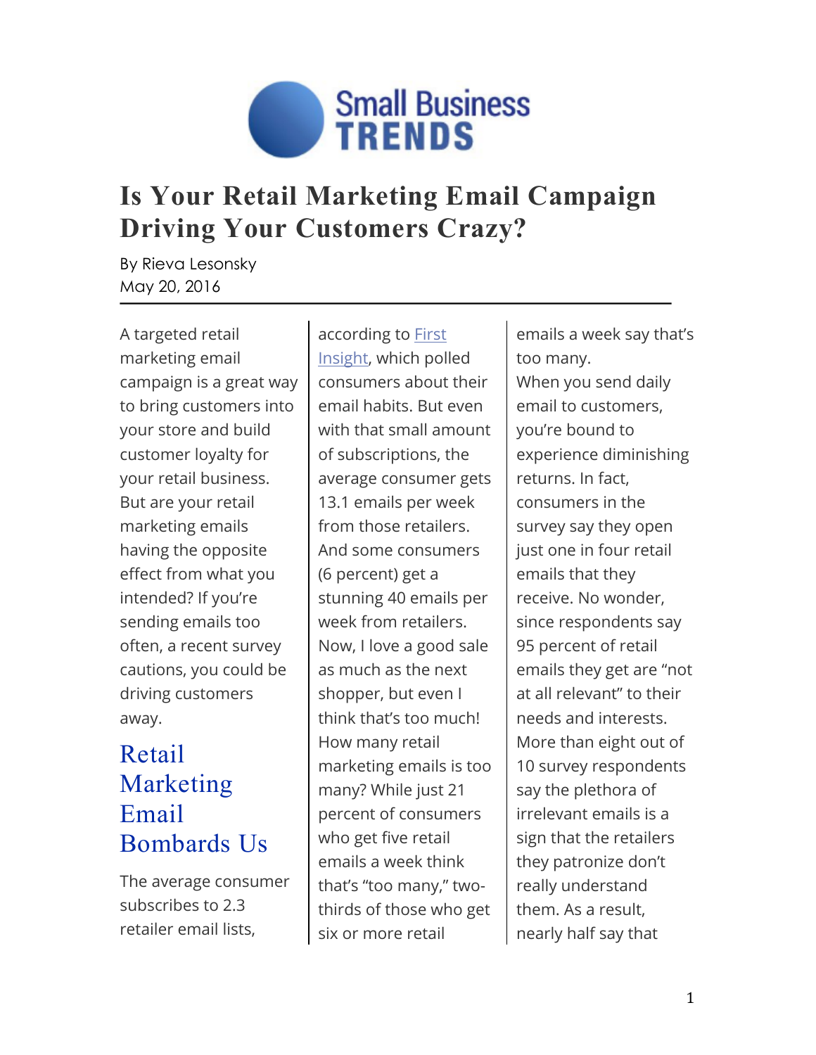Small Business TRENDS

# Is Your Retail Marketing Email Campaign Driving Your Customers Crazy?

By Rieva Lesonsky
May 20, 2016

A targeted retail marketing email campaign is a great way to bring customers into your store and build customer loyalty for your retail business. But are your retail marketing emails having the opposite effect from what you intended? If you're sending emails too often, a recent survey cautions, you could be driving customers away.

## Retail Marketing Email Bombards Us

The average consumer subscribes to 2.3 retailer email lists, according to [First Insight](), which polled consumers about their email habits. But even with that small amount of subscriptions, the average consumer gets 13.1 emails per week from those retailers. And some consumers (6 percent) get a stunning 40 emails per week from retailers. Now, I love a good sale as much as the next shopper, but even I think that's too much!

How many retail marketing emails is too many? While just 21 percent of consumers who get five retail emails a week think that's "too many," two-thirds of those who get six or more retail emails a week say that's too many.

When you send daily email to customers, you're bound to experience diminishing returns. In fact, consumers in the survey say they open just one in four retail emails that they receive. No wonder, since respondents say 95 percent of retail emails they get are "not at all relevant" to their needs and interests.

More than eight out of 10 survey respondents say the plethora of irrelevant emails is a sign that the retailers they patronize don't really understand them. As a result, nearly half say that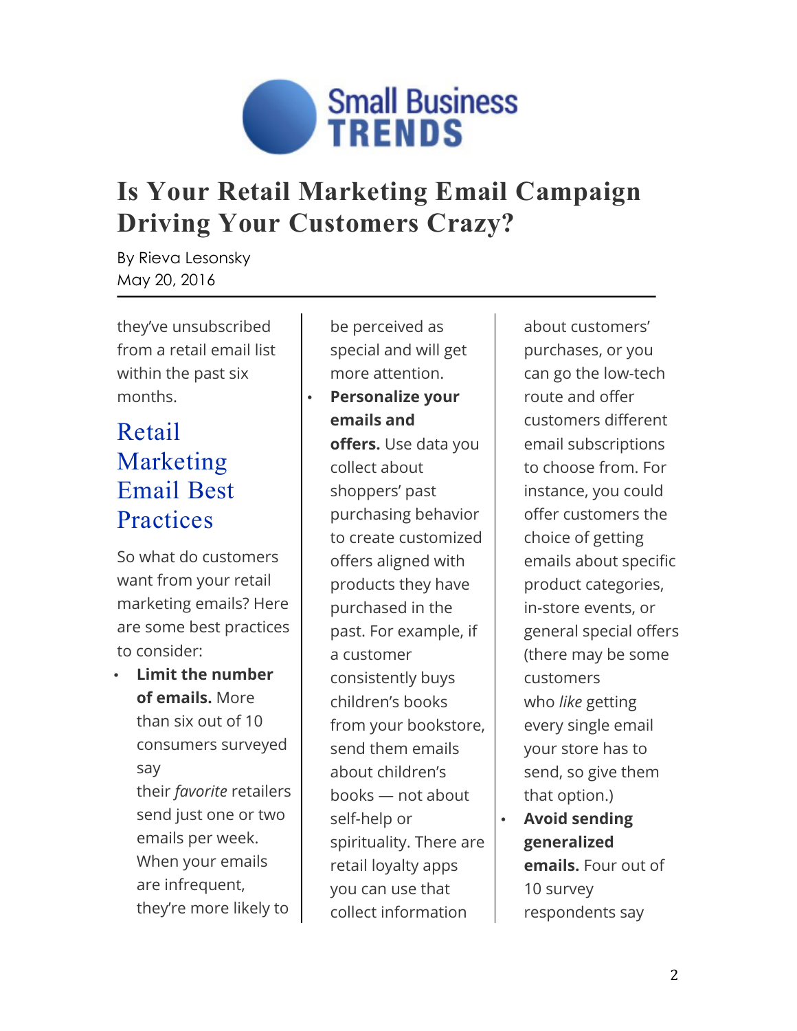# Is Your Retail Marketing Email Campaign Driving Your Customers Crazy?

By Rieva Lesonsky
May 20, 2016

they've unsubscribed from a retail email list within the past six months.

## Retail Marketing Email Best Practices

So what do customers want from your retail marketing emails? Here are some best practices to consider:

- **Limit the number of emails.** More than six out of 10 consumers surveyed say their *favorite* retailers send just one or two emails per week. When your emails are infrequent, they're more likely to be perceived as special and will get more attention.
- **Personalize your emails and offers.** Use data you collect about shoppers' past purchasing behavior to create customized offers aligned with products they have purchased in the past. For example, if a customer consistently buys children's books from your bookstore, send them emails about children's books — not about self-help or spirituality. There are retail loyalty apps you can use that collect information about customers' purchases, or you can go the low-tech route and offer customers different email subscriptions to choose from. For instance, you could offer customers the choice of getting emails about specific product categories, in-store events, or general special offers (there may be some customers who *like* getting every single email your store has to send, so give them that option.)
- **Avoid sending generalized emails.** Four out of 10 survey respondents say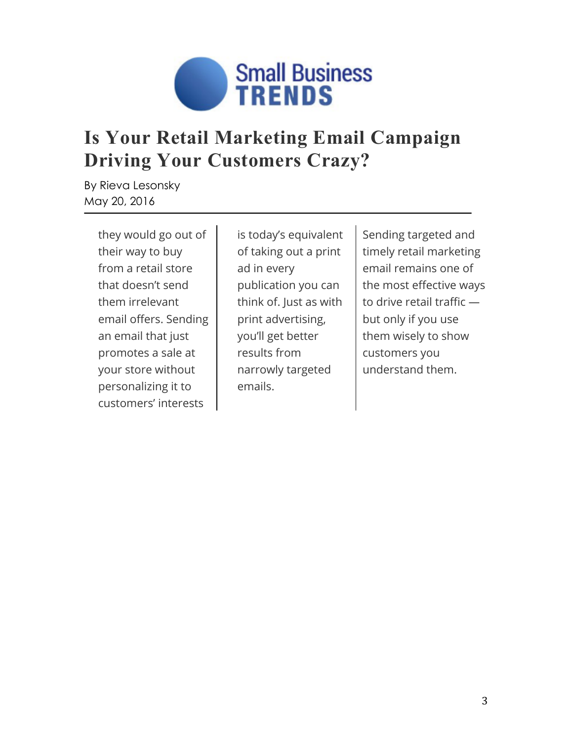# Is Your Retail Marketing Email Campaign Driving Your Customers Crazy?

By Rieva Lesonsky
May 20, 2016

they would go out of their way to buy from a retail store that doesn't send them irrelevant email offers. Sending an email that just promotes a sale at your store without personalizing it to customers' interests is today's equivalent of taking out a print ad in every publication you can think of. Just as with print advertising, you'll get better results from narrowly targeted emails.

Sending targeted and timely retail marketing email remains one of the most effective ways to drive retail traffic — but only if you use them wisely to show customers you understand them.